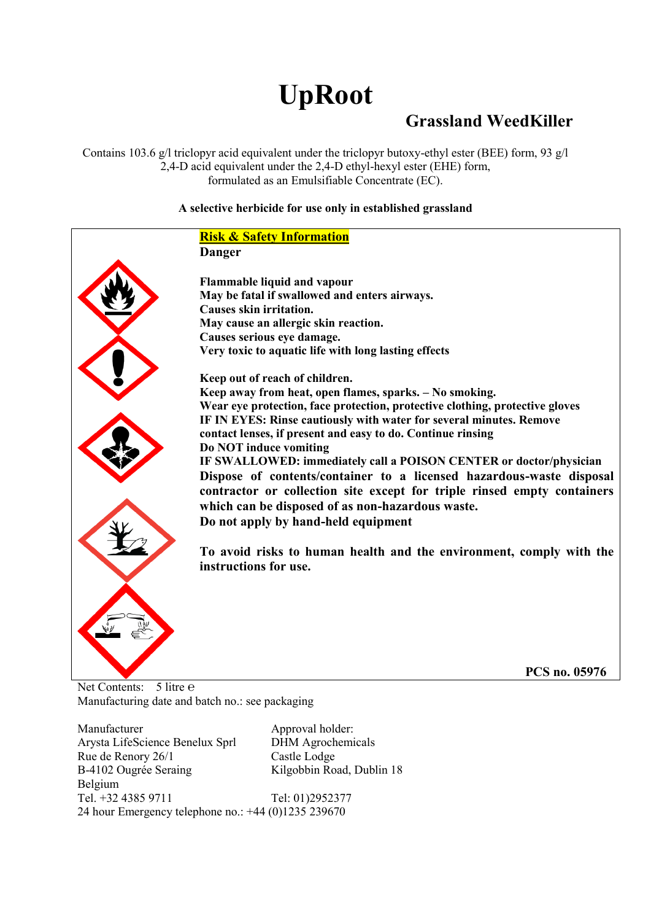# UpRoot

## Grassland WeedKiller

Contains 103.6 g/l triclopyr acid equivalent under the triclopyr butoxy-ethyl ester (BEE) form, 93 g/l 2,4-D acid equivalent under the 2,4-D ethyl-hexyl ester (EHE) form, formulated as an Emulsifiable Concentrate (EC).

**A selective herbicide for use only in established grassland**

**Risk & Safety Information**

**Danger**

**Flammable liquid and vapour**
**May be fatal if swallowed and enters airways.**
**Causes skin irritation.**
**May cause an allergic skin reaction.**
**Causes serious eye damage.**
**Very toxic to aquatic life with long lasting effects**

**Keep out of reach of children.**
**Keep away from heat, open flames, sparks. – No smoking.**
**Wear eye protection, face protection, protective clothing, protective gloves**
**IF IN EYES: Rinse cautiously with water for several minutes. Remove contact lenses, if present and easy to do. Continue rinsing**
**Do NOT induce vomiting**
**IF SWALLOWED: immediately call a POISON CENTER or doctor/physician**
**Dispose of contents/container to a licensed hazardous-waste disposal contractor or collection site except for triple rinsed empty containers which can be disposed of as non-hazardous waste.**
**Do not apply by hand-held equipment**

**To avoid risks to human health and the environment, comply with the instructions for use.**

**PCS no. 05976**

Net Contents: 5 litre e

Manufacturing date and batch no.: see packaging

Manufacturer
Arysta LifeScience Benelux Sprl
Rue de Renory 26/1
B-4102 Ougrée Seraing
Belgium
Tel. +32 4385 9711

Approval holder:
DHM Agrochemicals
Castle Lodge
Kilgobbin Road, Dublin 18
Tel: 01)2952377

24 hour Emergency telephone no.: +44 (0)1235 239670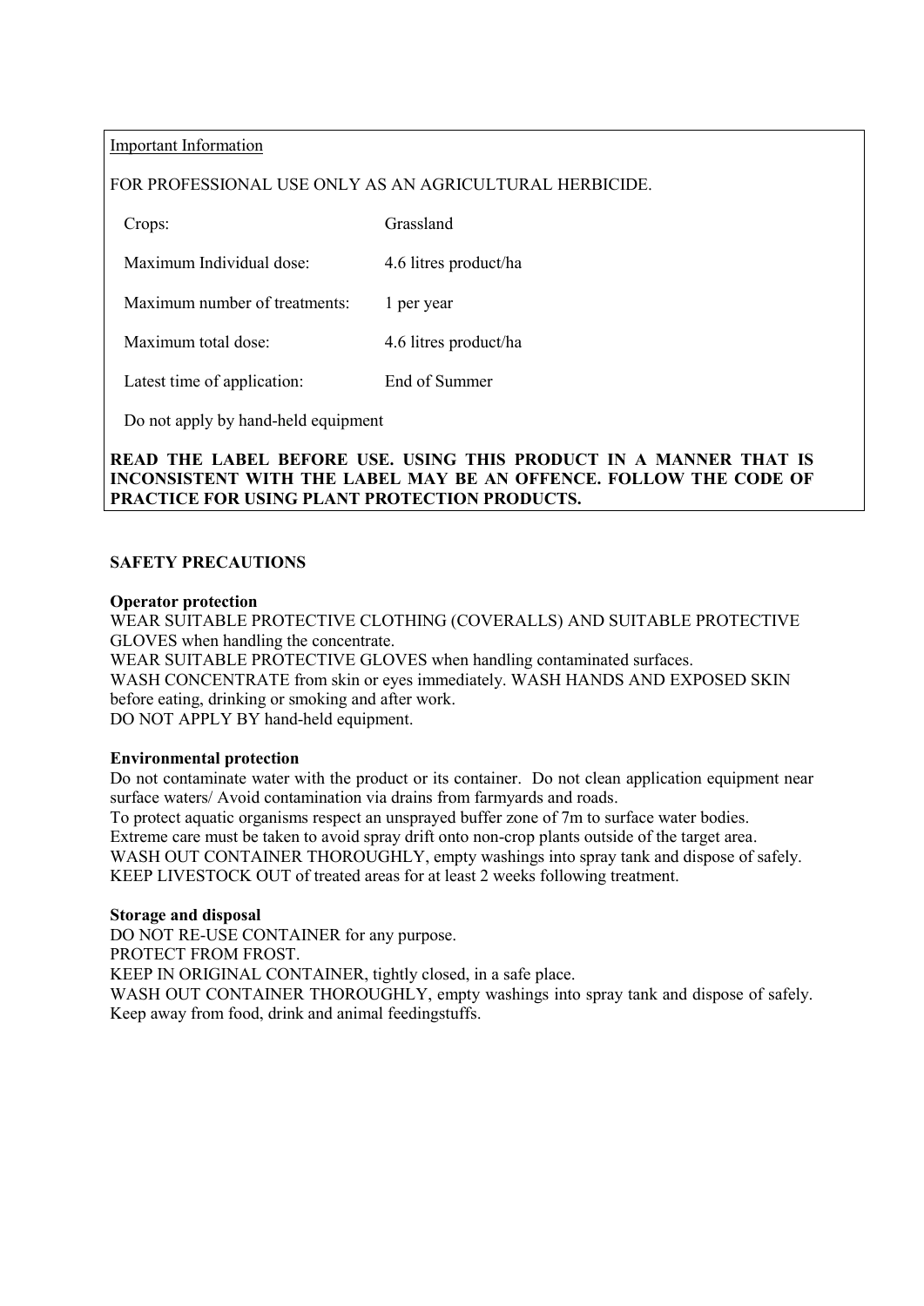Important Information

FOR PROFESSIONAL USE ONLY AS AN AGRICULTURAL HERBICIDE.

| | |
|---|---|
| Crops: | Grassland |
| Maximum Individual dose: | 4.6 litres product/ha |
| Maximum number of treatments: | 1 per year |
| Maximum total dose: | 4.6 litres product/ha |
| Latest time of application: | End of Summer |

Do not apply by hand-held equipment

**READ THE LABEL BEFORE USE. USING THIS PRODUCT IN A MANNER THAT IS INCONSISTENT WITH THE LABEL MAY BE AN OFFENCE. FOLLOW THE CODE OF PRACTICE FOR USING PLANT PROTECTION PRODUCTS.**

**SAFETY PRECAUTIONS**

**Operator protection**

WEAR SUITABLE PROTECTIVE CLOTHING (COVERALLS) AND SUITABLE PROTECTIVE GLOVES when handling the concentrate.
WEAR SUITABLE PROTECTIVE GLOVES when handling contaminated surfaces.
WASH CONCENTRATE from skin or eyes immediately. WASH HANDS AND EXPOSED SKIN before eating, drinking or smoking and after work.
DO NOT APPLY BY hand-held equipment.

**Environmental protection**

Do not contaminate water with the product or its container. Do not clean application equipment near surface waters/ Avoid contamination via drains from farmyards and roads.
To protect aquatic organisms respect an unsprayed buffer zone of 7m to surface water bodies.
Extreme care must be taken to avoid spray drift onto non-crop plants outside of the target area.
WASH OUT CONTAINER THOROUGHLY, empty washings into spray tank and dispose of safely.
KEEP LIVESTOCK OUT of treated areas for at least 2 weeks following treatment.

**Storage and disposal**

DO NOT RE-USE CONTAINER for any purpose.
PROTECT FROM FROST.
KEEP IN ORIGINAL CONTAINER, tightly closed, in a safe place.
WASH OUT CONTAINER THOROUGHLY, empty washings into spray tank and dispose of safely.
Keep away from food, drink and animal feedingstuffs.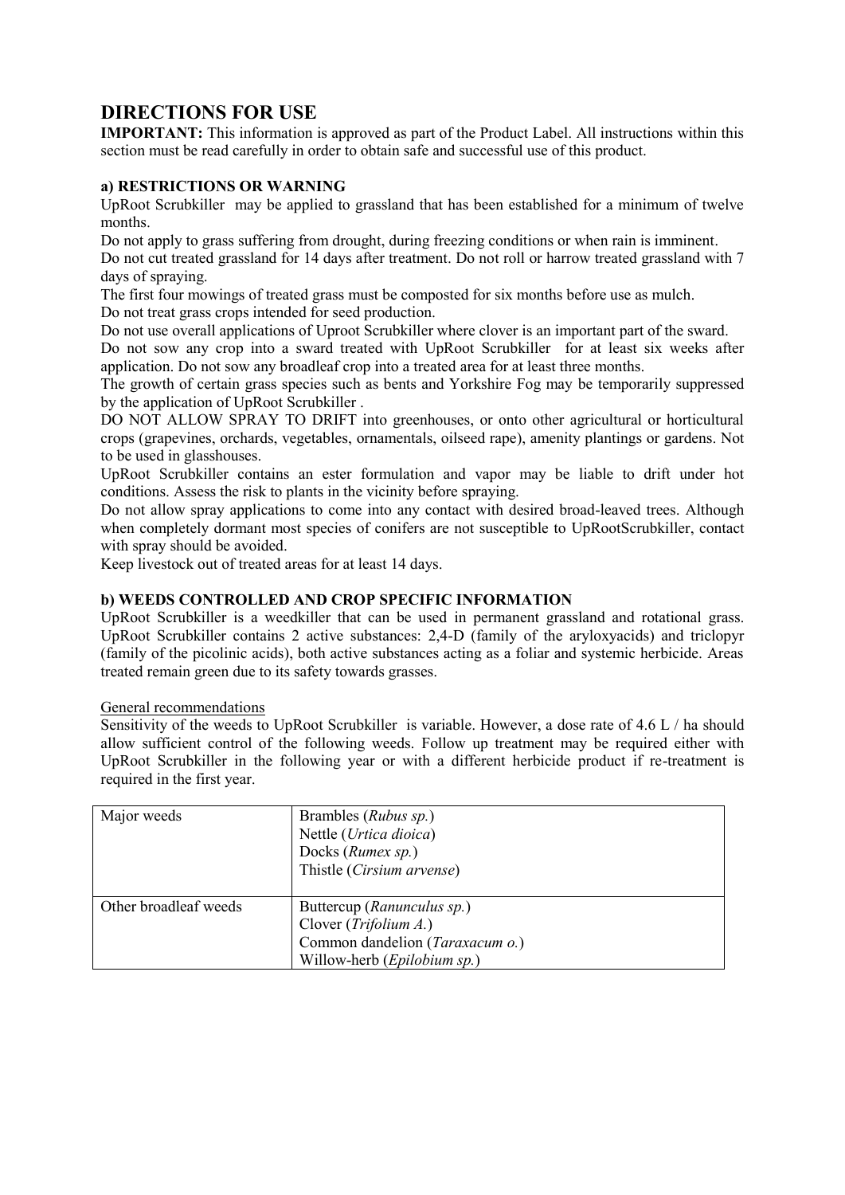# DIRECTIONS FOR USE

**IMPORTANT:** This information is approved as part of the Product Label. All instructions within this section must be read carefully in order to obtain safe and successful use of this product.

### a) RESTRICTIONS OR WARNING

UpRoot Scrubkiller may be applied to grassland that has been established for a minimum of twelve months.

Do not apply to grass suffering from drought, during freezing conditions or when rain is imminent.

Do not cut treated grassland for 14 days after treatment. Do not roll or harrow treated grassland with 7 days of spraying.

The first four mowings of treated grass must be composted for six months before use as mulch.

Do not treat grass crops intended for seed production.

Do not use overall applications of Uproot Scrubkiller where clover is an important part of the sward.

Do not sow any crop into a sward treated with UpRoot Scrubkiller for at least six weeks after application. Do not sow any broadleaf crop into a treated area for at least three months.

The growth of certain grass species such as bents and Yorkshire Fog may be temporarily suppressed by the application of UpRoot Scrubkiller .

DO NOT ALLOW SPRAY TO DRIFT into greenhouses, or onto other agricultural or horticultural crops (grapevines, orchards, vegetables, ornamentals, oilseed rape), amenity plantings or gardens. Not to be used in glasshouses.

UpRoot Scrubkiller contains an ester formulation and vapor may be liable to drift under hot conditions. Assess the risk to plants in the vicinity before spraying.

Do not allow spray applications to come into any contact with desired broad-leaved trees. Although when completely dormant most species of conifers are not susceptible to UpRootScrubkiller, contact with spray should be avoided.

Keep livestock out of treated areas for at least 14 days.

### b) WEEDS CONTROLLED AND CROP SPECIFIC INFORMATION

UpRoot Scrubkiller is a weedkiller that can be used in permanent grassland and rotational grass. UpRoot Scrubkiller contains 2 active substances: 2,4-D (family of the aryloxyacids) and triclopyr (family of the picolinic acids), both active substances acting as a foliar and systemic herbicide. Areas treated remain green due to its safety towards grasses.

General recommendations

Sensitivity of the weeds to UpRoot Scrubkiller is variable. However, a dose rate of 4.6 L / ha should allow sufficient control of the following weeds. Follow up treatment may be required either with UpRoot Scrubkiller in the following year or with a different herbicide product if re-treatment is required in the first year.

| | |
|---|---|
| Major weeds | Brambles (*Rubus sp.*)<br>Nettle (*Urtica dioica*)<br>Docks (*Rumex sp.*)<br>Thistle (*Cirsium arvense*) |
| Other broadleaf weeds | Buttercup (*Ranunculus sp.*)<br>Clover (*Trifolium A.*)<br>Common dandelion (*Taraxacum o.*)<br>Willow-herb (*Epilobium sp.*) |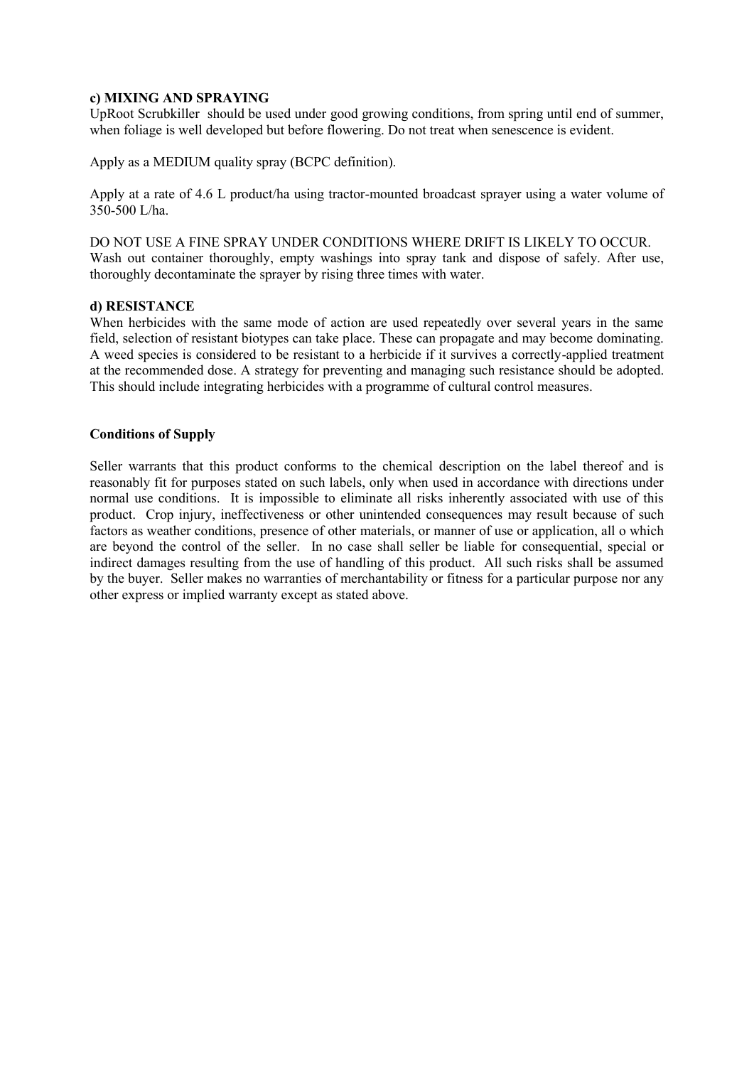**c) MIXING AND SPRAYING**

UpRoot Scrubkiller should be used under good growing conditions, from spring until end of summer, when foliage is well developed but before flowering. Do not treat when senescence is evident.

Apply as a MEDIUM quality spray (BCPC definition).

Apply at a rate of 4.6 L product/ha using tractor-mounted broadcast sprayer using a water volume of 350-500 L/ha.

DO NOT USE A FINE SPRAY UNDER CONDITIONS WHERE DRIFT IS LIKELY TO OCCUR.
Wash out container thoroughly, empty washings into spray tank and dispose of safely. After use, thoroughly decontaminate the sprayer by rising three times with water.

**d) RESISTANCE**

When herbicides with the same mode of action are used repeatedly over several years in the same field, selection of resistant biotypes can take place. These can propagate and may become dominating. A weed species is considered to be resistant to a herbicide if it survives a correctly-applied treatment at the recommended dose. A strategy for preventing and managing such resistance should be adopted. This should include integrating herbicides with a programme of cultural control measures.

**Conditions of Supply**

Seller warrants that this product conforms to the chemical description on the label thereof and is reasonably fit for purposes stated on such labels, only when used in accordance with directions under normal use conditions. It is impossible to eliminate all risks inherently associated with use of this product. Crop injury, ineffectiveness or other unintended consequences may result because of such factors as weather conditions, presence of other materials, or manner of use or application, all o which are beyond the control of the seller. In no case shall seller be liable for consequential, special or indirect damages resulting from the use of handling of this product. All such risks shall be assumed by the buyer. Seller makes no warranties of merchantability or fitness for a particular purpose nor any other express or implied warranty except as stated above.